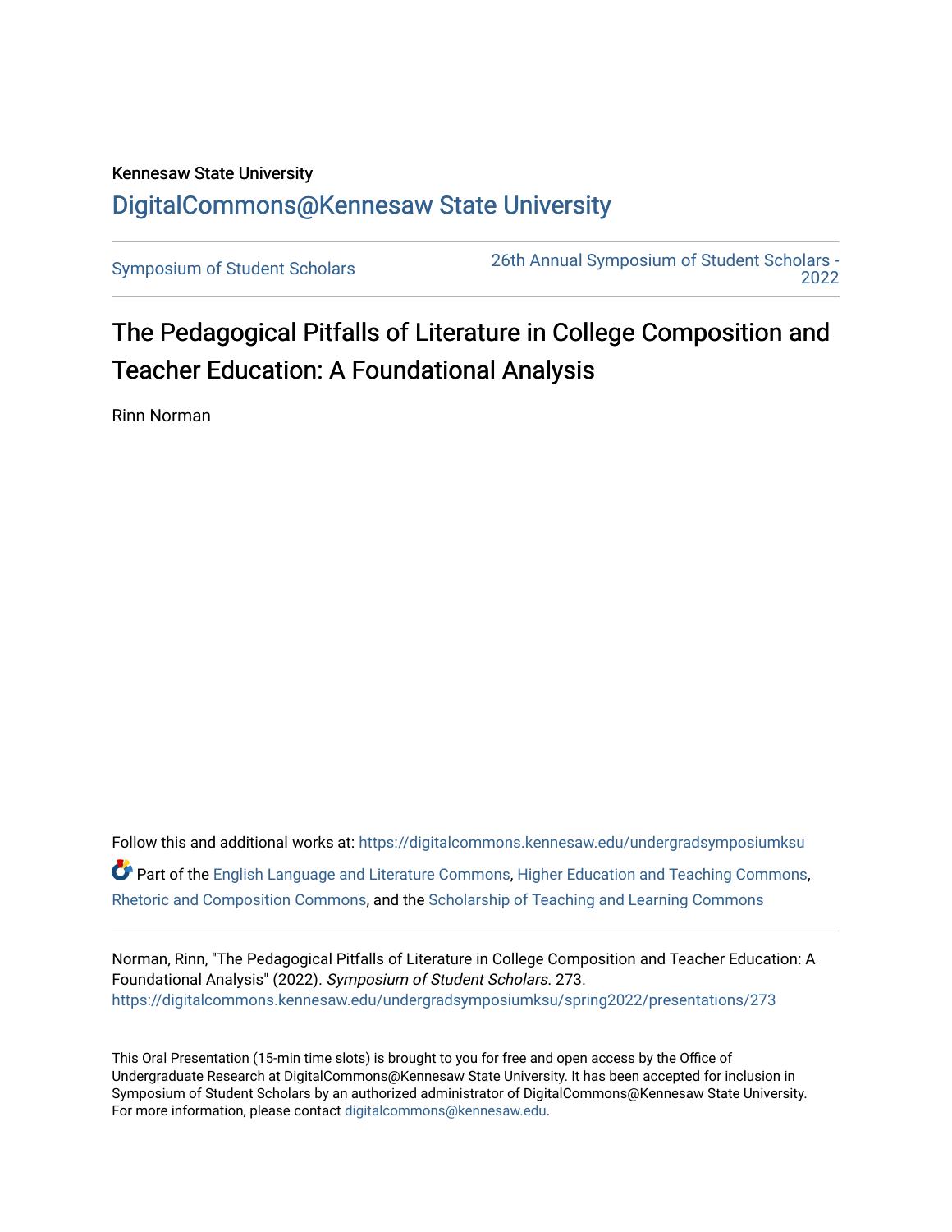Kennesaw State University

DigitalCommons@Kennesaw State University

Symposium of Student Scholars

26th Annual Symposium of Student Scholars - 2022

# The Pedagogical Pitfalls of Literature in College Composition and Teacher Education: A Foundational Analysis

Rinn Norman

Follow this and additional works at: https://digitalcommons.kennesaw.edu/undergradsymposiumksu

Part of the English Language and Literature Commons, Higher Education and Teaching Commons, Rhetoric and Composition Commons, and the Scholarship of Teaching and Learning Commons

Norman, Rinn, "The Pedagogical Pitfalls of Literature in College Composition and Teacher Education: A Foundational Analysis" (2022). *Symposium of Student Scholars*. 273.
https://digitalcommons.kennesaw.edu/undergradsymposiumksu/spring2022/presentations/273

This Oral Presentation (15-min time slots) is brought to you for free and open access by the Office of Undergraduate Research at DigitalCommons@Kennesaw State University. It has been accepted for inclusion in Symposium of Student Scholars by an authorized administrator of DigitalCommons@Kennesaw State University. For more information, please contact digitalcommons@kennesaw.edu.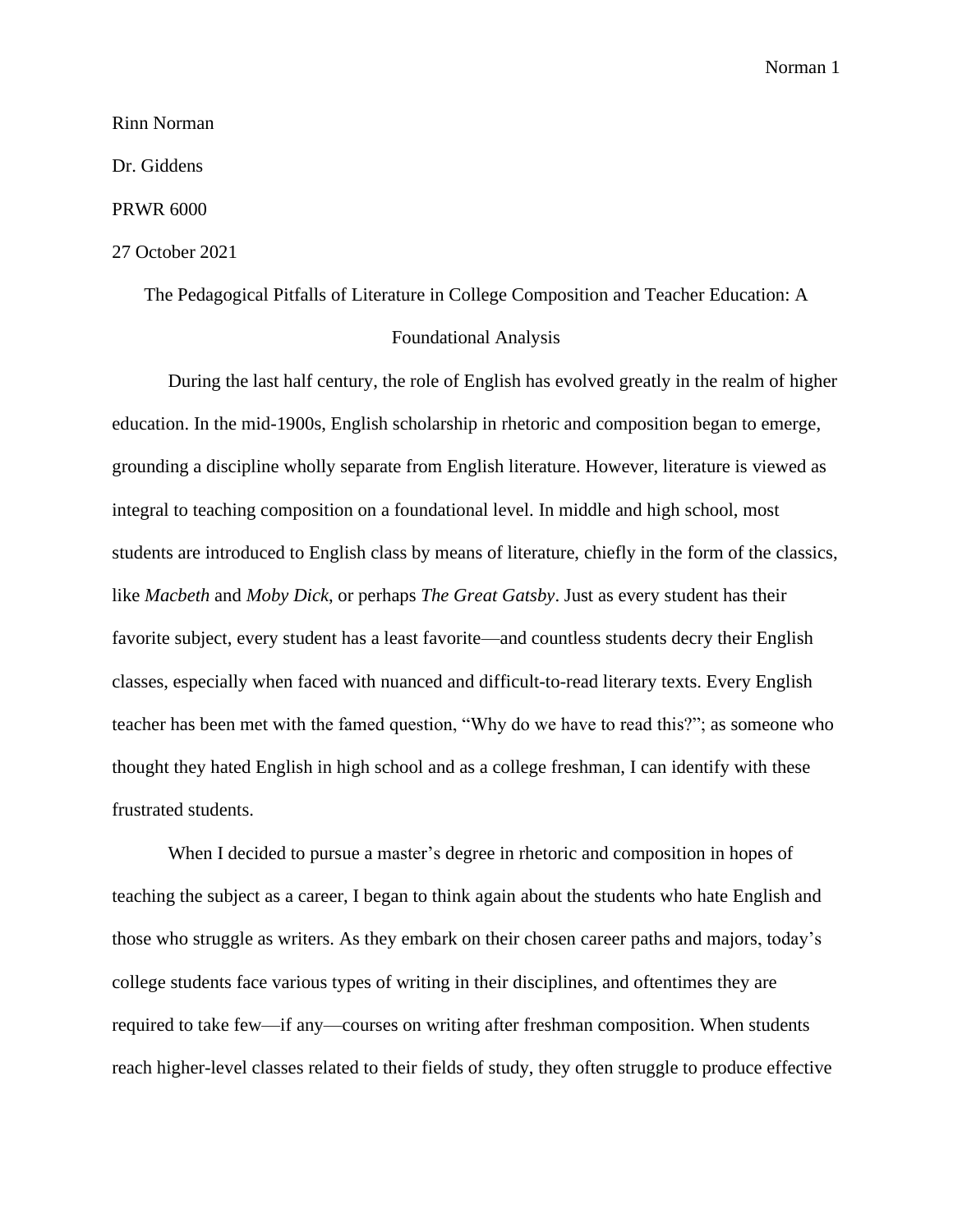Rinn Norman

Dr. Giddens

PRWR 6000

27 October 2021

The Pedagogical Pitfalls of Literature in College Composition and Teacher Education: A Foundational Analysis

During the last half century, the role of English has evolved greatly in the realm of higher education. In the mid-1900s, English scholarship in rhetoric and composition began to emerge, grounding a discipline wholly separate from English literature. However, literature is viewed as integral to teaching composition on a foundational level. In middle and high school, most students are introduced to English class by means of literature, chiefly in the form of the classics, like *Macbeth* and *Moby Dick*, or perhaps *The Great Gatsby*. Just as every student has their favorite subject, every student has a least favorite—and countless students decry their English classes, especially when faced with nuanced and difficult-to-read literary texts. Every English teacher has been met with the famed question, "Why do we have to read this?"; as someone who thought they hated English in high school and as a college freshman, I can identify with these frustrated students.

When I decided to pursue a master's degree in rhetoric and composition in hopes of teaching the subject as a career, I began to think again about the students who hate English and those who struggle as writers. As they embark on their chosen career paths and majors, today's college students face various types of writing in their disciplines, and oftentimes they are required to take few—if any—courses on writing after freshman composition. When students reach higher-level classes related to their fields of study, they often struggle to produce effective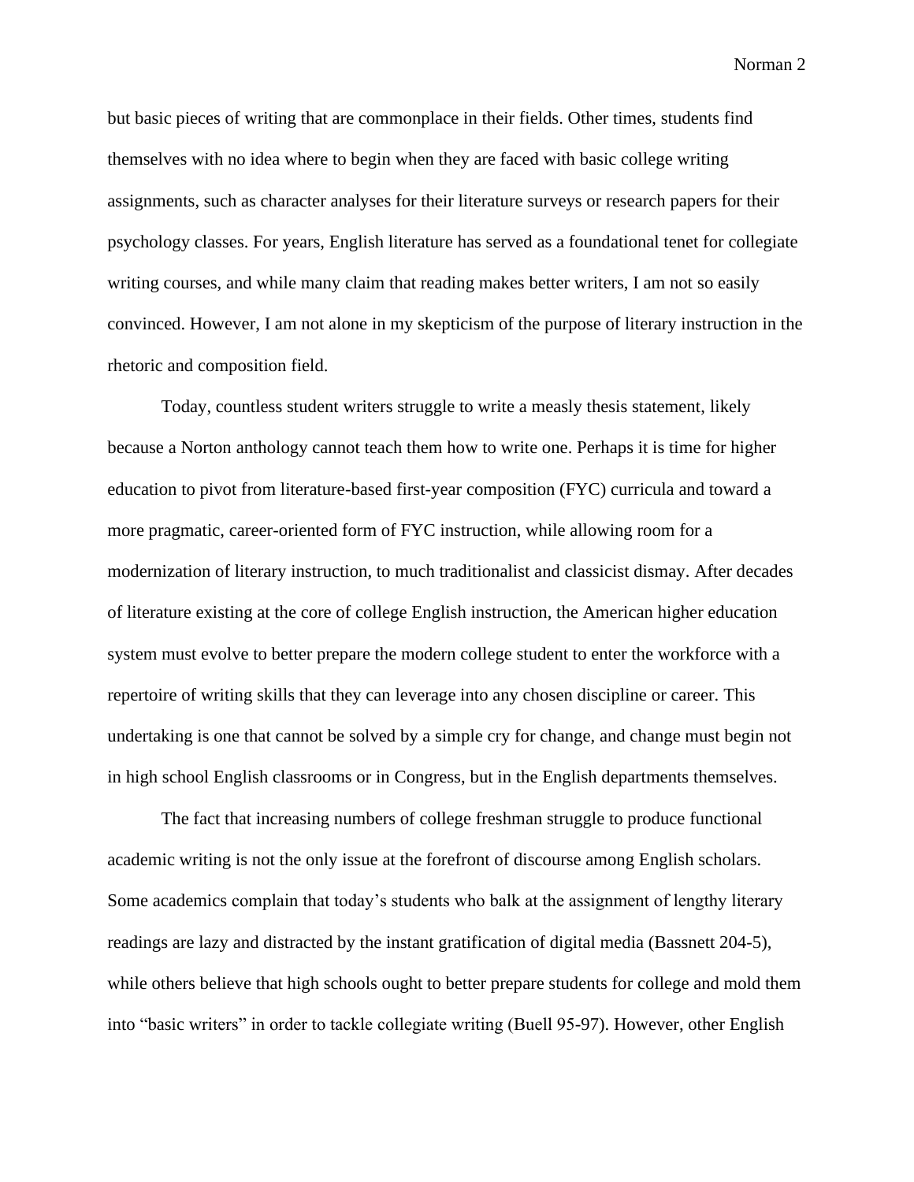but basic pieces of writing that are commonplace in their fields. Other times, students find themselves with no idea where to begin when they are faced with basic college writing assignments, such as character analyses for their literature surveys or research papers for their psychology classes. For years, English literature has served as a foundational tenet for collegiate writing courses, and while many claim that reading makes better writers, I am not so easily convinced. However, I am not alone in my skepticism of the purpose of literary instruction in the rhetoric and composition field.

Today, countless student writers struggle to write a measly thesis statement, likely because a Norton anthology cannot teach them how to write one. Perhaps it is time for higher education to pivot from literature-based first-year composition (FYC) curricula and toward a more pragmatic, career-oriented form of FYC instruction, while allowing room for a modernization of literary instruction, to much traditionalist and classicist dismay. After decades of literature existing at the core of college English instruction, the American higher education system must evolve to better prepare the modern college student to enter the workforce with a repertoire of writing skills that they can leverage into any chosen discipline or career. This undertaking is one that cannot be solved by a simple cry for change, and change must begin not in high school English classrooms or in Congress, but in the English departments themselves.

The fact that increasing numbers of college freshman struggle to produce functional academic writing is not the only issue at the forefront of discourse among English scholars. Some academics complain that today's students who balk at the assignment of lengthy literary readings are lazy and distracted by the instant gratification of digital media (Bassnett 204-5), while others believe that high schools ought to better prepare students for college and mold them into "basic writers" in order to tackle collegiate writing (Buell 95-97). However, other English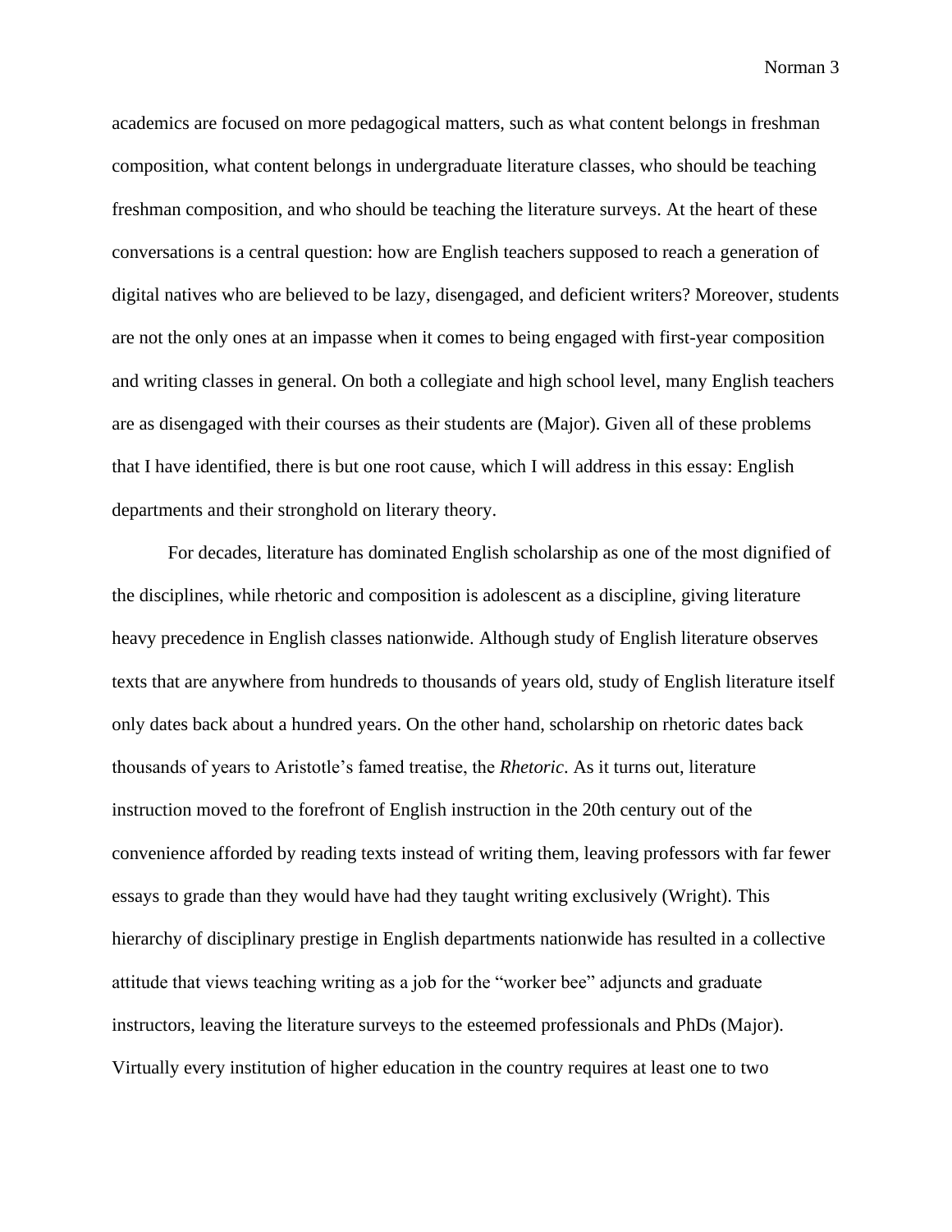academics are focused on more pedagogical matters, such as what content belongs in freshman composition, what content belongs in undergraduate literature classes, who should be teaching freshman composition, and who should be teaching the literature surveys. At the heart of these conversations is a central question: how are English teachers supposed to reach a generation of digital natives who are believed to be lazy, disengaged, and deficient writers? Moreover, students are not the only ones at an impasse when it comes to being engaged with first-year composition and writing classes in general. On both a collegiate and high school level, many English teachers are as disengaged with their courses as their students are (Major). Given all of these problems that I have identified, there is but one root cause, which I will address in this essay: English departments and their stronghold on literary theory.

For decades, literature has dominated English scholarship as one of the most dignified of the disciplines, while rhetoric and composition is adolescent as a discipline, giving literature heavy precedence in English classes nationwide. Although study of English literature observes texts that are anywhere from hundreds to thousands of years old, study of English literature itself only dates back about a hundred years. On the other hand, scholarship on rhetoric dates back thousands of years to Aristotle's famed treatise, the *Rhetoric*. As it turns out, literature instruction moved to the forefront of English instruction in the 20th century out of the convenience afforded by reading texts instead of writing them, leaving professors with far fewer essays to grade than they would have had they taught writing exclusively (Wright). This hierarchy of disciplinary prestige in English departments nationwide has resulted in a collective attitude that views teaching writing as a job for the "worker bee" adjuncts and graduate instructors, leaving the literature surveys to the esteemed professionals and PhDs (Major). Virtually every institution of higher education in the country requires at least one to two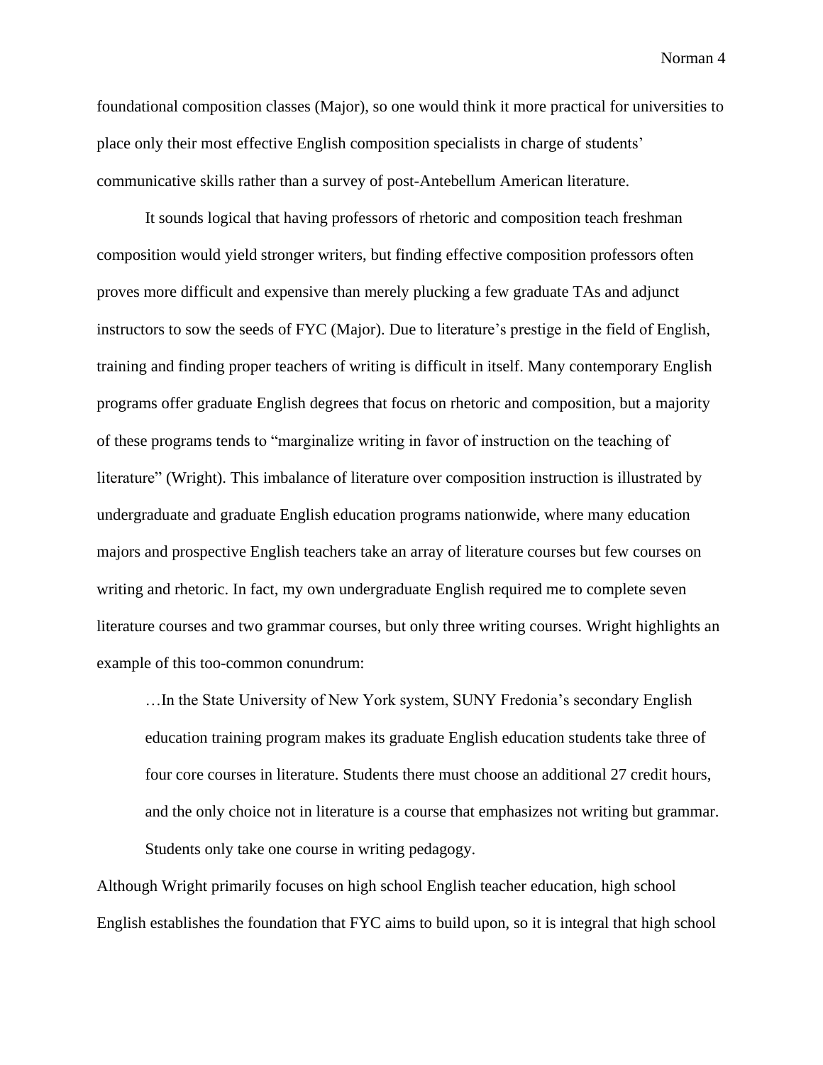foundational composition classes (Major), so one would think it more practical for universities to place only their most effective English composition specialists in charge of students' communicative skills rather than a survey of post-Antebellum American literature.

It sounds logical that having professors of rhetoric and composition teach freshman composition would yield stronger writers, but finding effective composition professors often proves more difficult and expensive than merely plucking a few graduate TAs and adjunct instructors to sow the seeds of FYC (Major). Due to literature's prestige in the field of English, training and finding proper teachers of writing is difficult in itself. Many contemporary English programs offer graduate English degrees that focus on rhetoric and composition, but a majority of these programs tends to "marginalize writing in favor of instruction on the teaching of literature" (Wright). This imbalance of literature over composition instruction is illustrated by undergraduate and graduate English education programs nationwide, where many education majors and prospective English teachers take an array of literature courses but few courses on writing and rhetoric. In fact, my own undergraduate English required me to complete seven literature courses and two grammar courses, but only three writing courses. Wright highlights an example of this too-common conundrum:

> …In the State University of New York system, SUNY Fredonia's secondary English education training program makes its graduate English education students take three of four core courses in literature. Students there must choose an additional 27 credit hours, and the only choice not in literature is a course that emphasizes not writing but grammar. Students only take one course in writing pedagogy.

Although Wright primarily focuses on high school English teacher education, high school English establishes the foundation that FYC aims to build upon, so it is integral that high school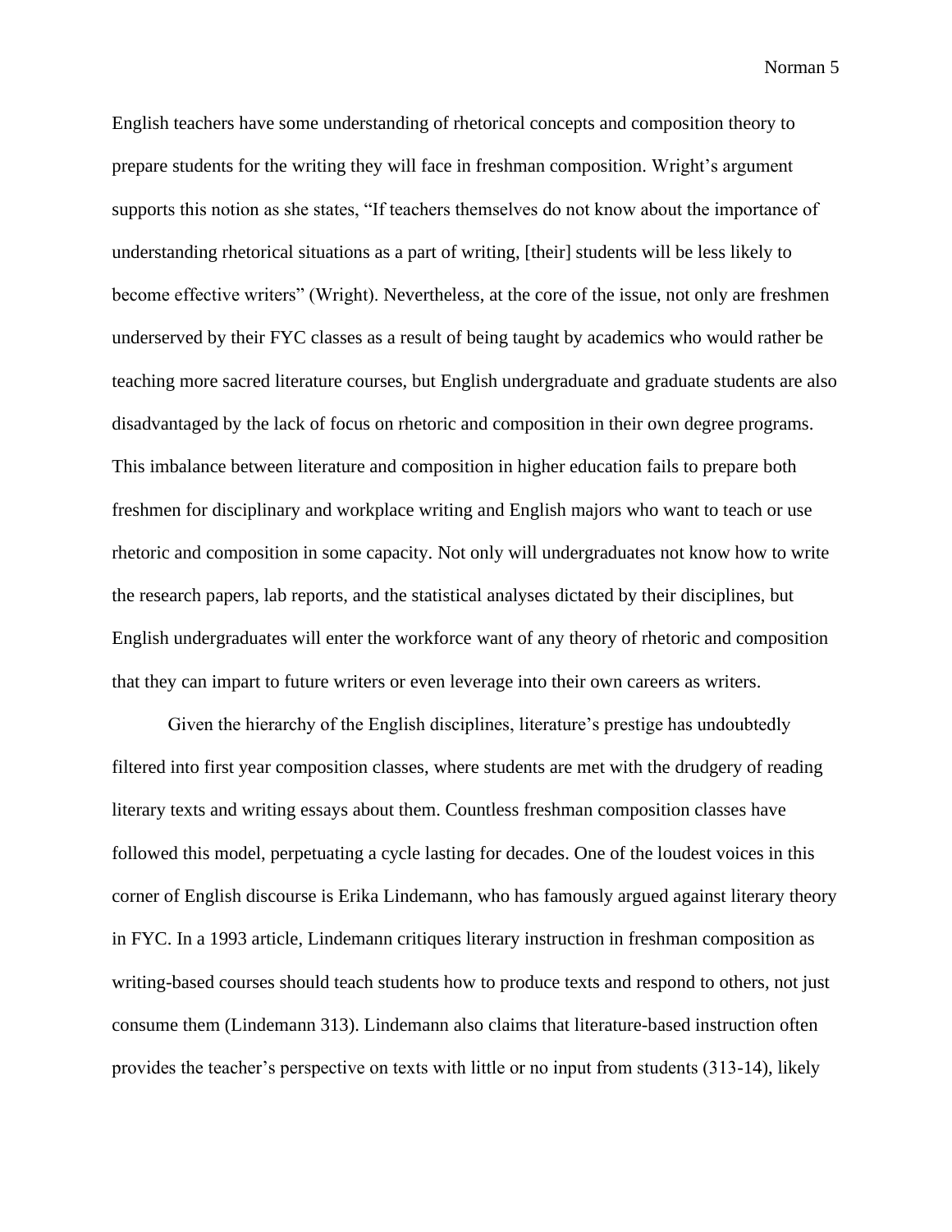English teachers have some understanding of rhetorical concepts and composition theory to prepare students for the writing they will face in freshman composition. Wright's argument supports this notion as she states, "If teachers themselves do not know about the importance of understanding rhetorical situations as a part of writing, [their] students will be less likely to become effective writers" (Wright). Nevertheless, at the core of the issue, not only are freshmen underserved by their FYC classes as a result of being taught by academics who would rather be teaching more sacred literature courses, but English undergraduate and graduate students are also disadvantaged by the lack of focus on rhetoric and composition in their own degree programs. This imbalance between literature and composition in higher education fails to prepare both freshmen for disciplinary and workplace writing and English majors who want to teach or use rhetoric and composition in some capacity. Not only will undergraduates not know how to write the research papers, lab reports, and the statistical analyses dictated by their disciplines, but English undergraduates will enter the workforce want of any theory of rhetoric and composition that they can impart to future writers or even leverage into their own careers as writers.

Given the hierarchy of the English disciplines, literature's prestige has undoubtedly filtered into first year composition classes, where students are met with the drudgery of reading literary texts and writing essays about them. Countless freshman composition classes have followed this model, perpetuating a cycle lasting for decades. One of the loudest voices in this corner of English discourse is Erika Lindemann, who has famously argued against literary theory in FYC. In a 1993 article, Lindemann critiques literary instruction in freshman composition as writing-based courses should teach students how to produce texts and respond to others, not just consume them (Lindemann 313). Lindemann also claims that literature-based instruction often provides the teacher's perspective on texts with little or no input from students (313-14), likely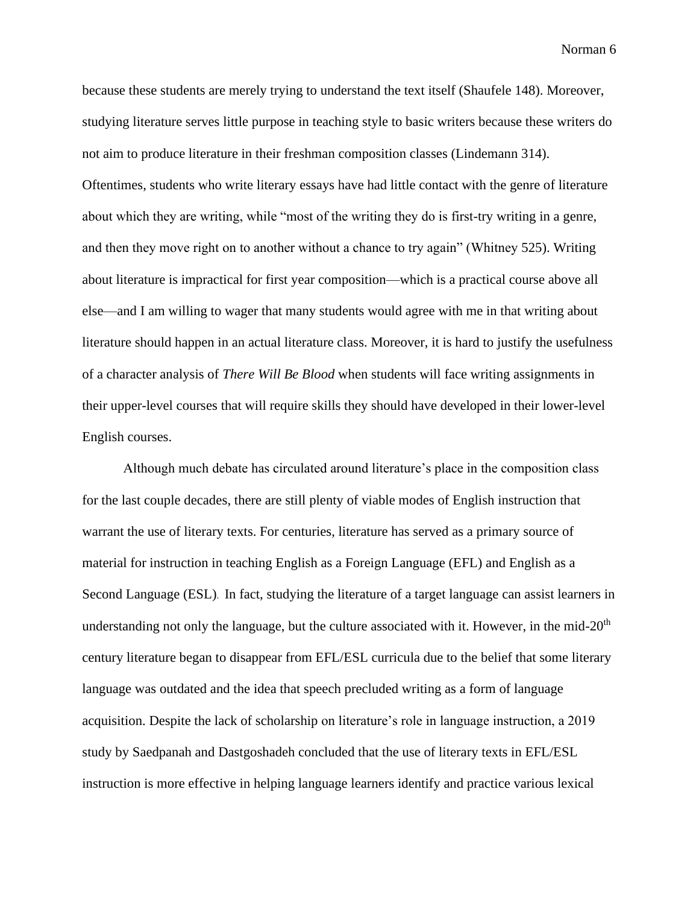because these students are merely trying to understand the text itself (Shaufele 148). Moreover, studying literature serves little purpose in teaching style to basic writers because these writers do not aim to produce literature in their freshman composition classes (Lindemann 314). Oftentimes, students who write literary essays have had little contact with the genre of literature about which they are writing, while "most of the writing they do is first-try writing in a genre, and then they move right on to another without a chance to try again" (Whitney 525). Writing about literature is impractical for first year composition—which is a practical course above all else—and I am willing to wager that many students would agree with me in that writing about literature should happen in an actual literature class. Moreover, it is hard to justify the usefulness of a character analysis of *There Will Be Blood* when students will face writing assignments in their upper-level courses that will require skills they should have developed in their lower-level English courses.

Although much debate has circulated around literature's place in the composition class for the last couple decades, there are still plenty of viable modes of English instruction that warrant the use of literary texts. For centuries, literature has served as a primary source of material for instruction in teaching English as a Foreign Language (EFL) and English as a Second Language (ESL). In fact, studying the literature of a target language can assist learners in understanding not only the language, but the culture associated with it. However, in the mid-20th century literature began to disappear from EFL/ESL curricula due to the belief that some literary language was outdated and the idea that speech precluded writing as a form of language acquisition. Despite the lack of scholarship on literature's role in language instruction, a 2019 study by Saedpanah and Dastgoshadeh concluded that the use of literary texts in EFL/ESL instruction is more effective in helping language learners identify and practice various lexical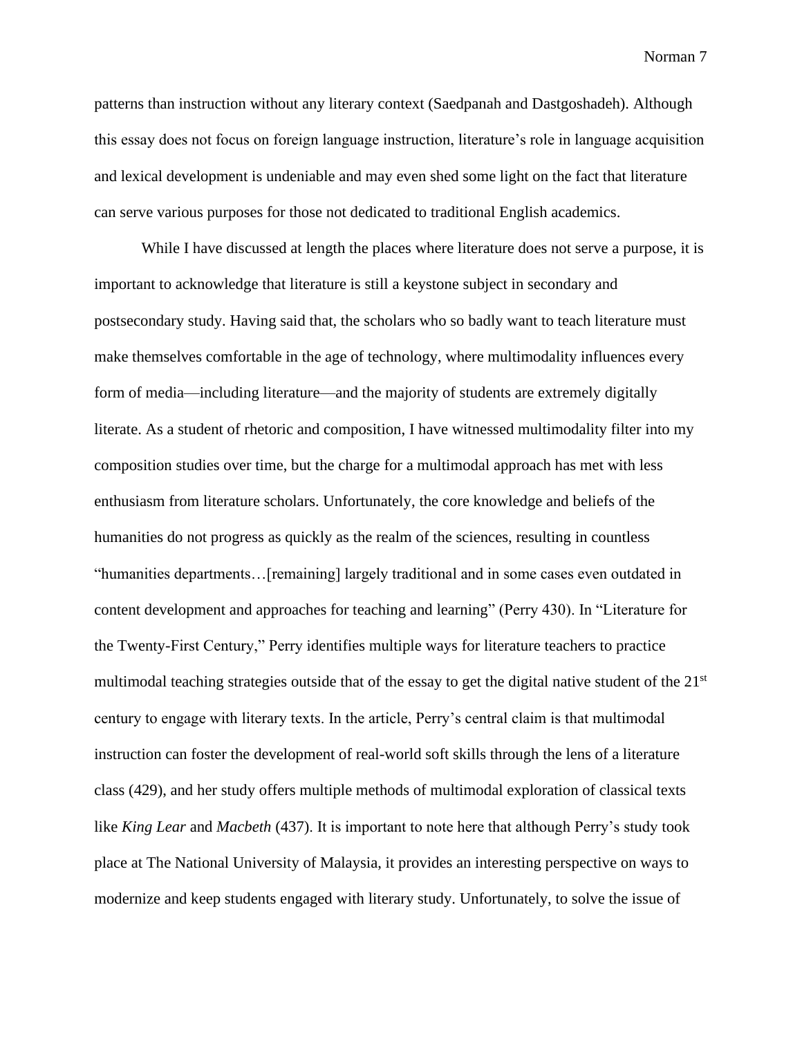patterns than instruction without any literary context (Saedpanah and Dastgoshadeh). Although this essay does not focus on foreign language instruction, literature's role in language acquisition and lexical development is undeniable and may even shed some light on the fact that literature can serve various purposes for those not dedicated to traditional English academics.

While I have discussed at length the places where literature does not serve a purpose, it is important to acknowledge that literature is still a keystone subject in secondary and postsecondary study. Having said that, the scholars who so badly want to teach literature must make themselves comfortable in the age of technology, where multimodality influences every form of media—including literature—and the majority of students are extremely digitally literate. As a student of rhetoric and composition, I have witnessed multimodality filter into my composition studies over time, but the charge for a multimodal approach has met with less enthusiasm from literature scholars. Unfortunately, the core knowledge and beliefs of the humanities do not progress as quickly as the realm of the sciences, resulting in countless "humanities departments…[remaining] largely traditional and in some cases even outdated in content development and approaches for teaching and learning" (Perry 430). In "Literature for the Twenty-First Century," Perry identifies multiple ways for literature teachers to practice multimodal teaching strategies outside that of the essay to get the digital native student of the 21st century to engage with literary texts. In the article, Perry's central claim is that multimodal instruction can foster the development of real-world soft skills through the lens of a literature class (429), and her study offers multiple methods of multimodal exploration of classical texts like *King Lear* and *Macbeth* (437). It is important to note here that although Perry's study took place at The National University of Malaysia, it provides an interesting perspective on ways to modernize and keep students engaged with literary study. Unfortunately, to solve the issue of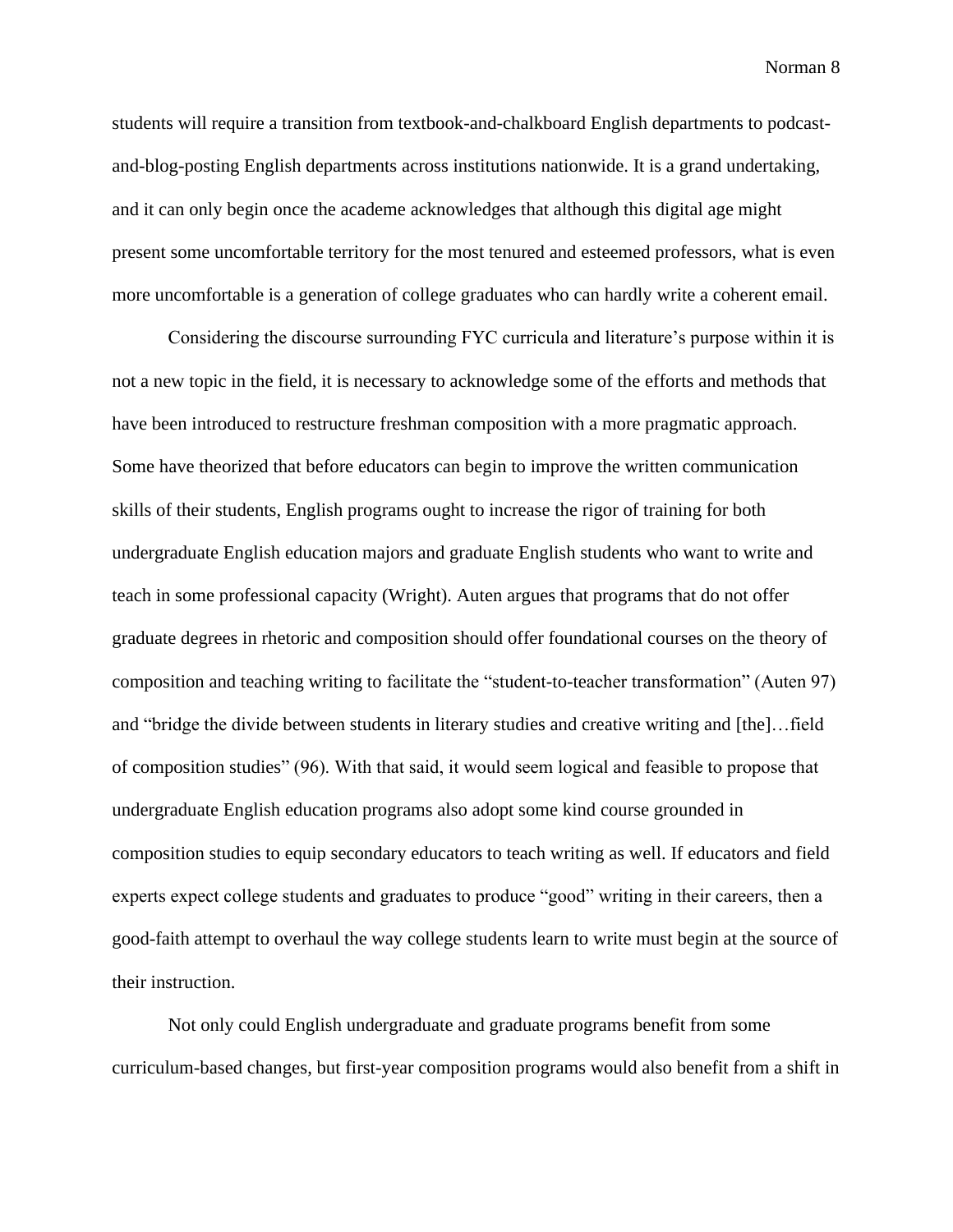students will require a transition from textbook-and-chalkboard English departments to podcast-and-blog-posting English departments across institutions nationwide. It is a grand undertaking, and it can only begin once the academe acknowledges that although this digital age might present some uncomfortable territory for the most tenured and esteemed professors, what is even more uncomfortable is a generation of college graduates who can hardly write a coherent email.

Considering the discourse surrounding FYC curricula and literature's purpose within it is not a new topic in the field, it is necessary to acknowledge some of the efforts and methods that have been introduced to restructure freshman composition with a more pragmatic approach. Some have theorized that before educators can begin to improve the written communication skills of their students, English programs ought to increase the rigor of training for both undergraduate English education majors and graduate English students who want to write and teach in some professional capacity (Wright). Auten argues that programs that do not offer graduate degrees in rhetoric and composition should offer foundational courses on the theory of composition and teaching writing to facilitate the "student-to-teacher transformation" (Auten 97) and "bridge the divide between students in literary studies and creative writing and [the]…field of composition studies" (96). With that said, it would seem logical and feasible to propose that undergraduate English education programs also adopt some kind course grounded in composition studies to equip secondary educators to teach writing as well. If educators and field experts expect college students and graduates to produce "good" writing in their careers, then a good-faith attempt to overhaul the way college students learn to write must begin at the source of their instruction.

Not only could English undergraduate and graduate programs benefit from some curriculum-based changes, but first-year composition programs would also benefit from a shift in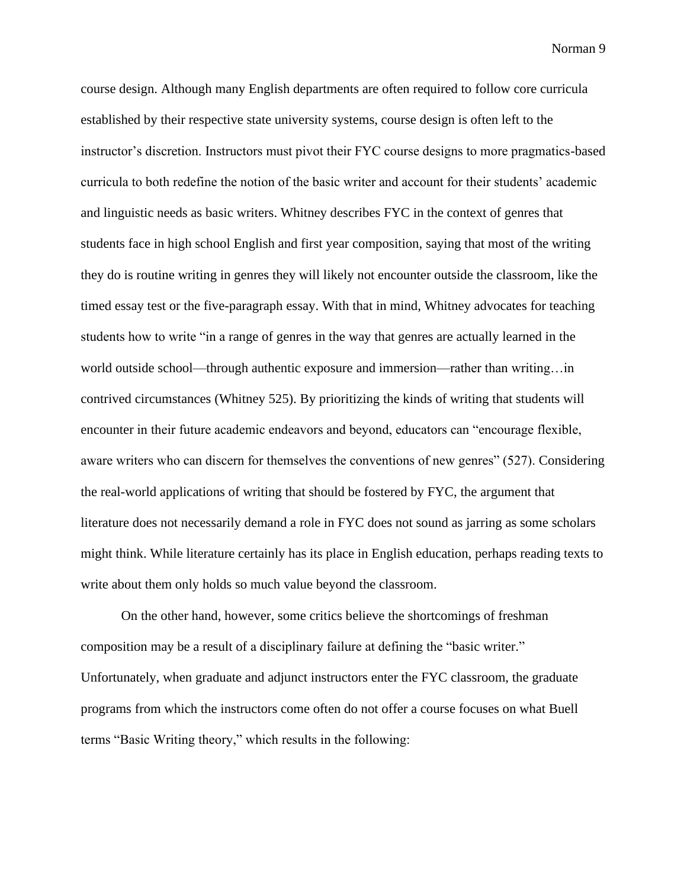course design. Although many English departments are often required to follow core curricula established by their respective state university systems, course design is often left to the instructor's discretion. Instructors must pivot their FYC course designs to more pragmatics-based curricula to both redefine the notion of the basic writer and account for their students' academic and linguistic needs as basic writers. Whitney describes FYC in the context of genres that students face in high school English and first year composition, saying that most of the writing they do is routine writing in genres they will likely not encounter outside the classroom, like the timed essay test or the five-paragraph essay. With that in mind, Whitney advocates for teaching students how to write "in a range of genres in the way that genres are actually learned in the world outside school—through authentic exposure and immersion—rather than writing…in contrived circumstances (Whitney 525). By prioritizing the kinds of writing that students will encounter in their future academic endeavors and beyond, educators can "encourage flexible, aware writers who can discern for themselves the conventions of new genres" (527). Considering the real-world applications of writing that should be fostered by FYC, the argument that literature does not necessarily demand a role in FYC does not sound as jarring as some scholars might think. While literature certainly has its place in English education, perhaps reading texts to write about them only holds so much value beyond the classroom.

On the other hand, however, some critics believe the shortcomings of freshman composition may be a result of a disciplinary failure at defining the "basic writer." Unfortunately, when graduate and adjunct instructors enter the FYC classroom, the graduate programs from which the instructors come often do not offer a course focuses on what Buell terms "Basic Writing theory," which results in the following: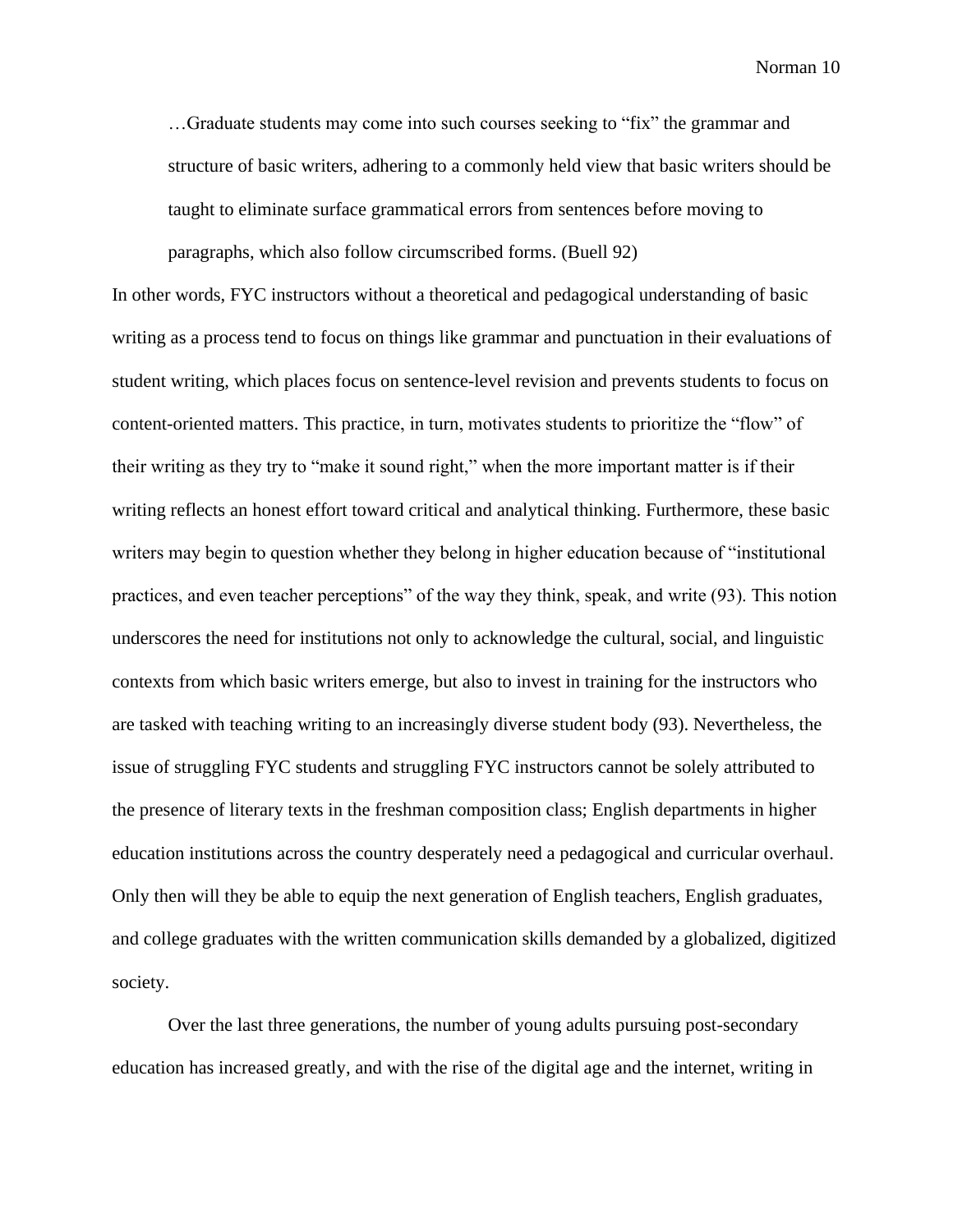> …Graduate students may come into such courses seeking to "fix" the grammar and structure of basic writers, adhering to a commonly held view that basic writers should be taught to eliminate surface grammatical errors from sentences before moving to paragraphs, which also follow circumscribed forms. (Buell 92)

In other words, FYC instructors without a theoretical and pedagogical understanding of basic writing as a process tend to focus on things like grammar and punctuation in their evaluations of student writing, which places focus on sentence-level revision and prevents students to focus on content-oriented matters. This practice, in turn, motivates students to prioritize the "flow" of their writing as they try to "make it sound right," when the more important matter is if their writing reflects an honest effort toward critical and analytical thinking. Furthermore, these basic writers may begin to question whether they belong in higher education because of "institutional practices, and even teacher perceptions" of the way they think, speak, and write (93). This notion underscores the need for institutions not only to acknowledge the cultural, social, and linguistic contexts from which basic writers emerge, but also to invest in training for the instructors who are tasked with teaching writing to an increasingly diverse student body (93). Nevertheless, the issue of struggling FYC students and struggling FYC instructors cannot be solely attributed to the presence of literary texts in the freshman composition class; English departments in higher education institutions across the country desperately need a pedagogical and curricular overhaul. Only then will they be able to equip the next generation of English teachers, English graduates, and college graduates with the written communication skills demanded by a globalized, digitized society.

Over the last three generations, the number of young adults pursuing post-secondary education has increased greatly, and with the rise of the digital age and the internet, writing in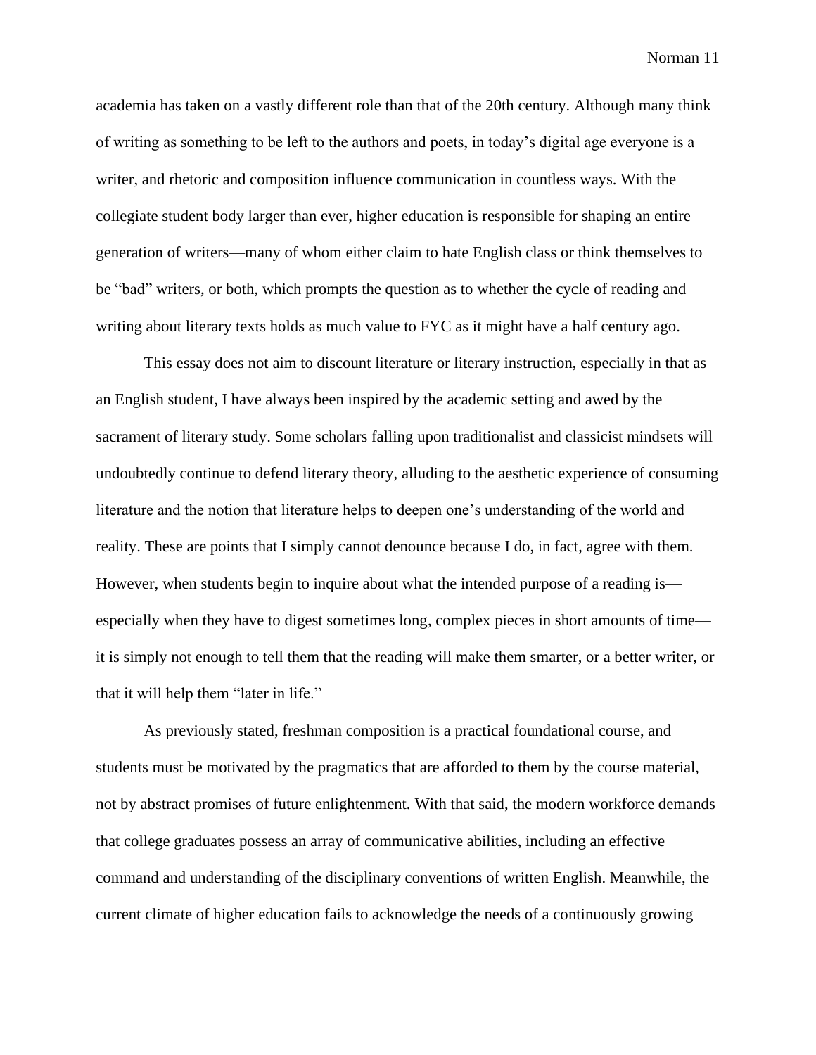academia has taken on a vastly different role than that of the 20th century. Although many think of writing as something to be left to the authors and poets, in today's digital age everyone is a writer, and rhetoric and composition influence communication in countless ways. With the collegiate student body larger than ever, higher education is responsible for shaping an entire generation of writers—many of whom either claim to hate English class or think themselves to be "bad" writers, or both, which prompts the question as to whether the cycle of reading and writing about literary texts holds as much value to FYC as it might have a half century ago.

This essay does not aim to discount literature or literary instruction, especially in that as an English student, I have always been inspired by the academic setting and awed by the sacrament of literary study. Some scholars falling upon traditionalist and classicist mindsets will undoubtedly continue to defend literary theory, alluding to the aesthetic experience of consuming literature and the notion that literature helps to deepen one's understanding of the world and reality. These are points that I simply cannot denounce because I do, in fact, agree with them. However, when students begin to inquire about what the intended purpose of a reading is—especially when they have to digest sometimes long, complex pieces in short amounts of time—it is simply not enough to tell them that the reading will make them smarter, or a better writer, or that it will help them "later in life."

As previously stated, freshman composition is a practical foundational course, and students must be motivated by the pragmatics that are afforded to them by the course material, not by abstract promises of future enlightenment. With that said, the modern workforce demands that college graduates possess an array of communicative abilities, including an effective command and understanding of the disciplinary conventions of written English. Meanwhile, the current climate of higher education fails to acknowledge the needs of a continuously growing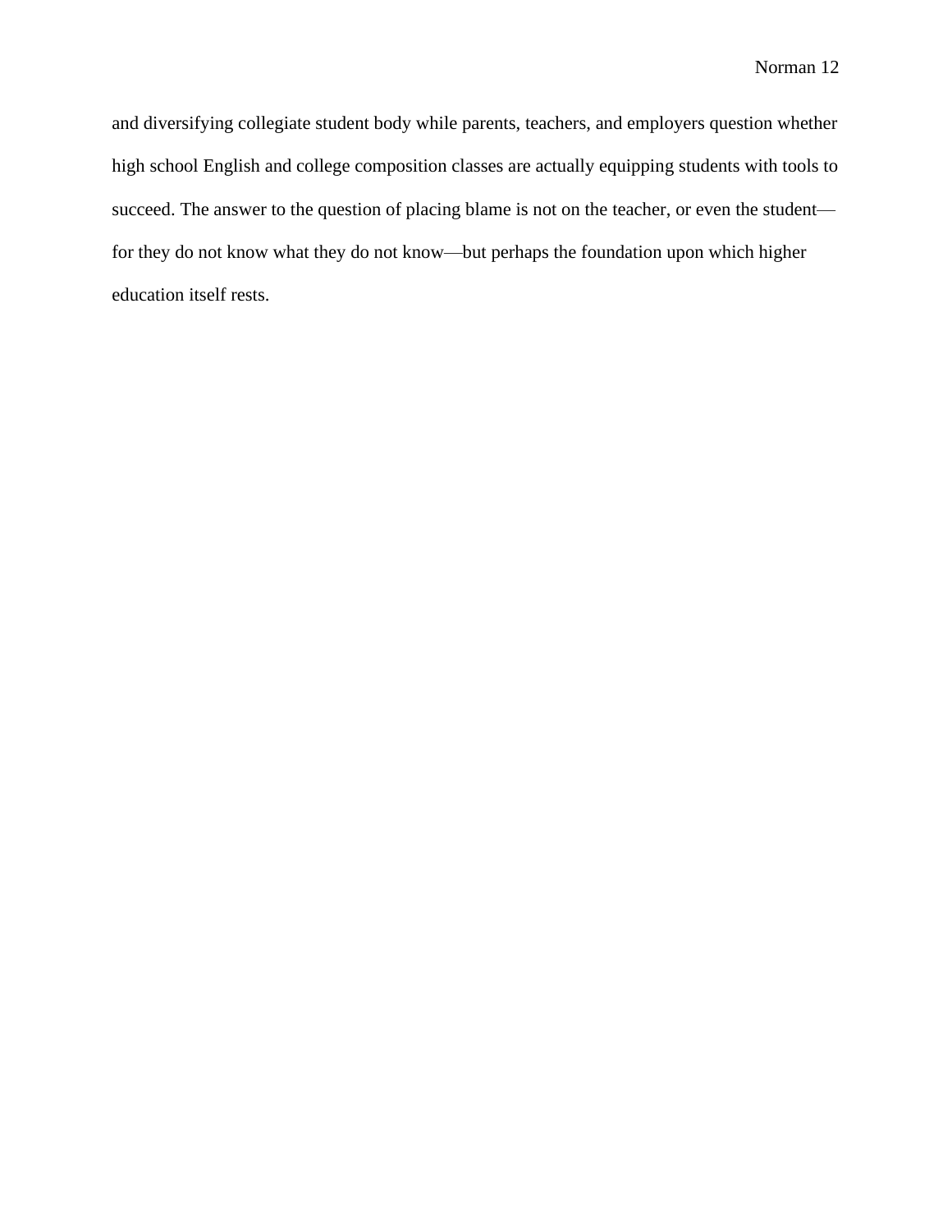and diversifying collegiate student body while parents, teachers, and employers question whether high school English and college composition classes are actually equipping students with tools to succeed. The answer to the question of placing blame is not on the teacher, or even the student—for they do not know what they do not know—but perhaps the foundation upon which higher education itself rests.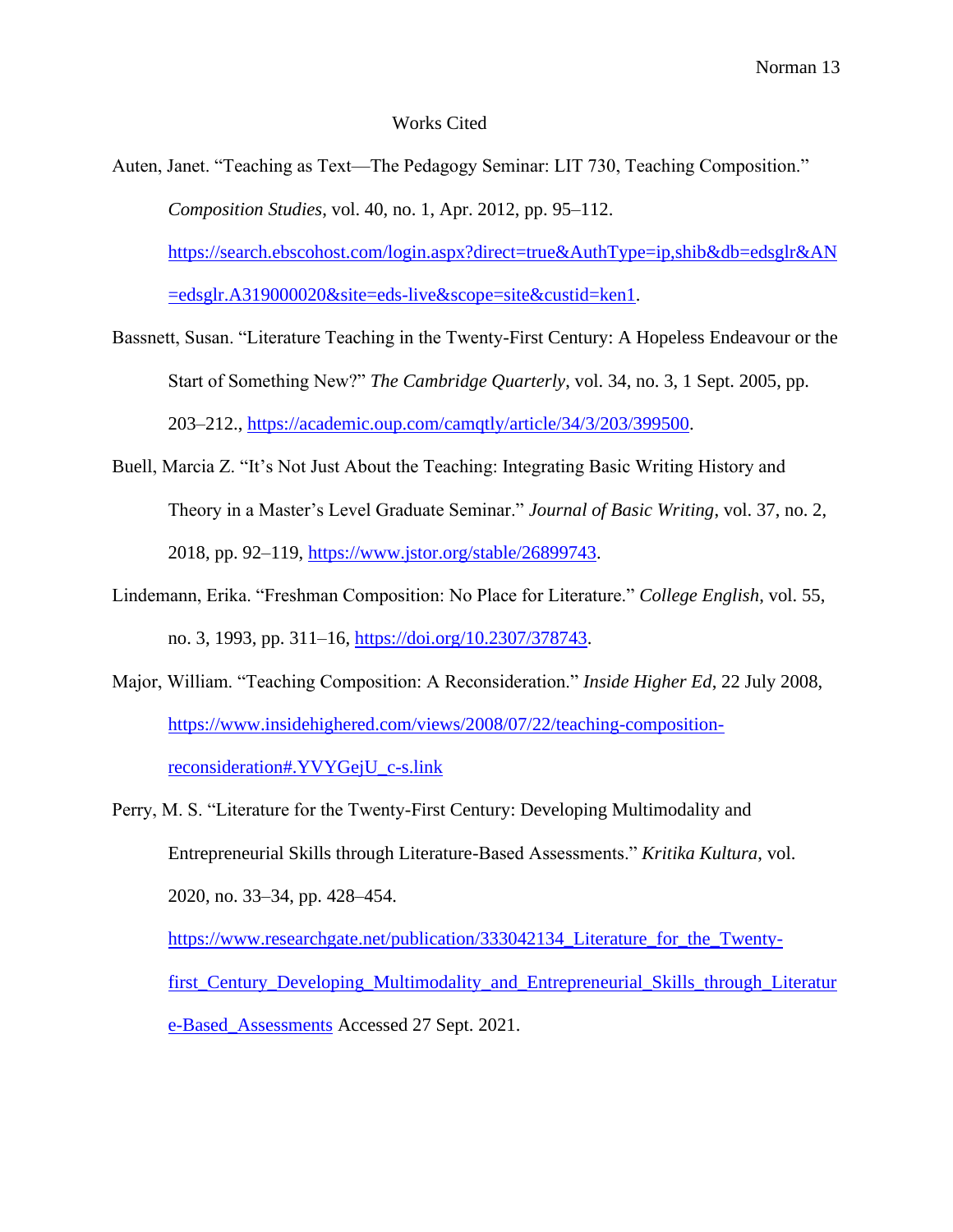# Works Cited

Auten, Janet. "Teaching as Text—The Pedagogy Seminar: LIT 730, Teaching Composition." *Composition Studies*, vol. 40, no. 1, Apr. 2012, pp. 95–112. https://search.ebscohost.com/login.aspx?direct=true&AuthType=ip,shib&db=edsglr&AN=edsglr.A319000020&site=eds-live&scope=site&custid=ken1.

Bassnett, Susan. "Literature Teaching in the Twenty-First Century: A Hopeless Endeavour or the Start of Something New?" *The Cambridge Quarterly*, vol. 34, no. 3, 1 Sept. 2005, pp. 203–212., https://academic.oup.com/camqtly/article/34/3/203/399500.

Buell, Marcia Z. "It's Not Just About the Teaching: Integrating Basic Writing History and Theory in a Master's Level Graduate Seminar." *Journal of Basic Writing*, vol. 37, no. 2, 2018, pp. 92–119, https://www.jstor.org/stable/26899743.

Lindemann, Erika. "Freshman Composition: No Place for Literature." *College English*, vol. 55, no. 3, 1993, pp. 311–16, https://doi.org/10.2307/378743.

Major, William. "Teaching Composition: A Reconsideration." *Inside Higher Ed*, 22 July 2008, https://www.insidehighered.com/views/2008/07/22/teaching-composition-reconsideration#.YVYGejU_c-s.link

Perry, M. S. "Literature for the Twenty-First Century: Developing Multimodality and Entrepreneurial Skills through Literature-Based Assessments." *Kritika Kultura*, vol. 2020, no. 33–34, pp. 428–454. https://www.researchgate.net/publication/333042134_Literature_for_the_Twenty-first_Century_Developing_Multimodality_and_Entrepreneurial_Skills_through_Literature-Based_Assessments Accessed 27 Sept. 2021.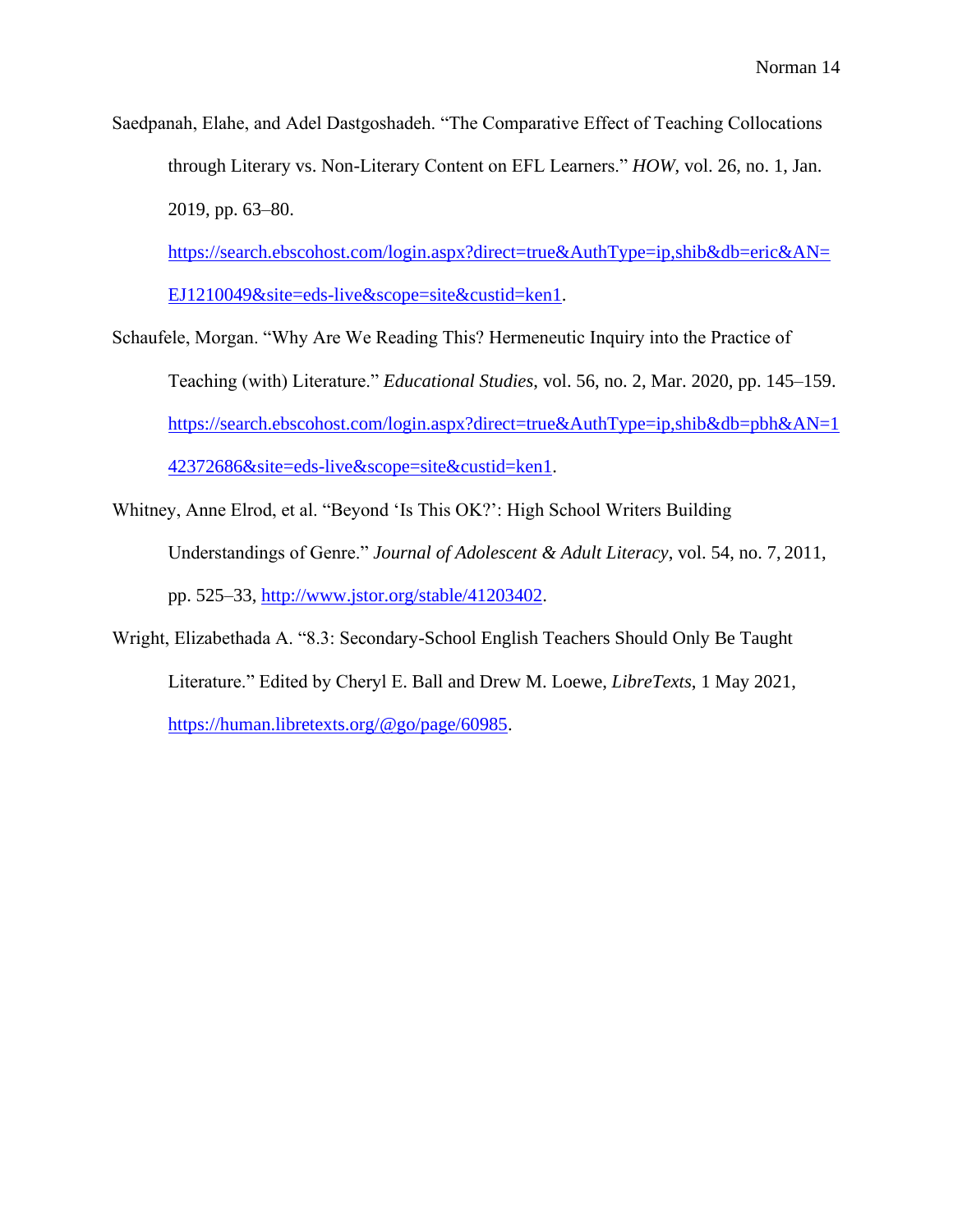Saedpanah, Elahe, and Adel Dastgoshadeh. "The Comparative Effect of Teaching Collocations through Literary vs. Non-Literary Content on EFL Learners." *HOW*, vol. 26, no. 1, Jan. 2019, pp. 63–80. https://search.ebscohost.com/login.aspx?direct=true&AuthType=ip,shib&db=eric&AN=EJ1210049&site=eds-live&scope=site&custid=ken1.

Schaufele, Morgan. "Why Are We Reading This? Hermeneutic Inquiry into the Practice of Teaching (with) Literature." *Educational Studies*, vol. 56, no. 2, Mar. 2020, pp. 145–159. https://search.ebscohost.com/login.aspx?direct=true&AuthType=ip,shib&db=pbh&AN=142372686&site=eds-live&scope=site&custid=ken1.

Whitney, Anne Elrod, et al. "Beyond 'Is This OK?': High School Writers Building Understandings of Genre." *Journal of Adolescent & Adult Literacy*, vol. 54, no. 7, 2011, pp. 525–33, http://www.jstor.org/stable/41203402.

Wright, Elizabethada A. "8.3: Secondary-School English Teachers Should Only Be Taught Literature." Edited by Cheryl E. Ball and Drew M. Loewe, *LibreTexts*, 1 May 2021, https://human.libretexts.org/@go/page/60985.